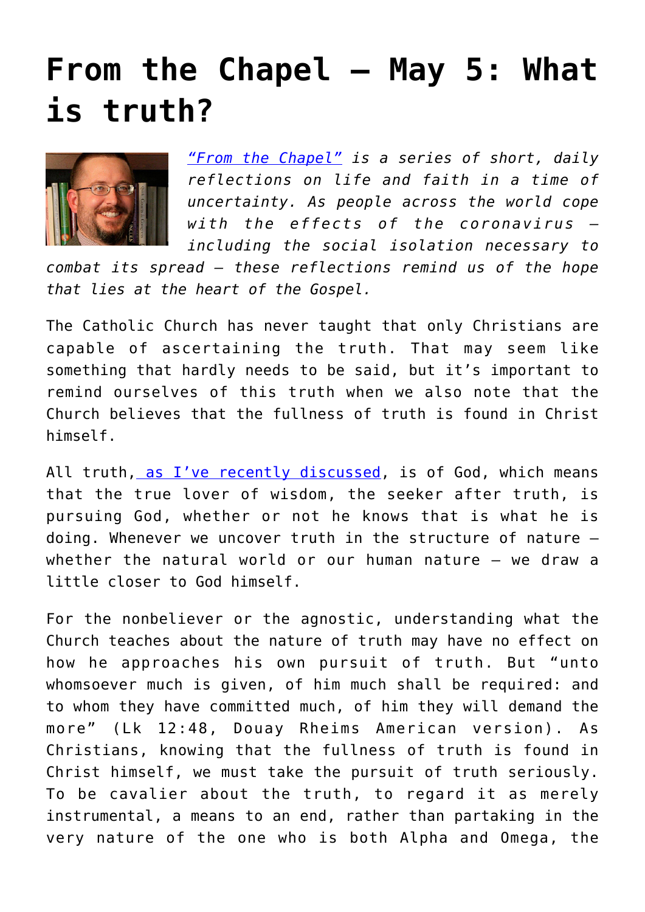# From the Chapel – May 5: What is truth?

*["From the Chapel"](#) is a series of short, daily reflections on life and faith in a time of uncertainty. As people across the world cope with the effects of the coronavirus – including the social isolation necessary to combat its spread – these reflections remind us of the hope that lies at the heart of the Gospel.*

The Catholic Church has never taught that only Christians are capable of ascertaining the truth. That may seem like something that hardly needs to be said, but it's important to remind ourselves of this truth when we also note that the Church believes that the fullness of truth is found in Christ himself.

All truth, [as I've recently discussed](#), is of God, which means that the true lover of wisdom, the seeker after truth, is pursuing God, whether or not he knows that is what he is doing. Whenever we uncover truth in the structure of nature – whether the natural world or our human nature – we draw a little closer to God himself.

For the nonbeliever or the agnostic, understanding what the Church teaches about the nature of truth may have no effect on how he approaches his own pursuit of truth. But "unto whomsoever much is given, of him much shall be required: and to whom they have committed much, of him they will demand the more" (Lk 12:48, Douay Rheims American version). As Christians, knowing that the fullness of truth is found in Christ himself, we must take the pursuit of truth seriously. To be cavalier about the truth, to regard it as merely instrumental, a means to an end, rather than partaking in the very nature of the one who is both Alpha and Omega, the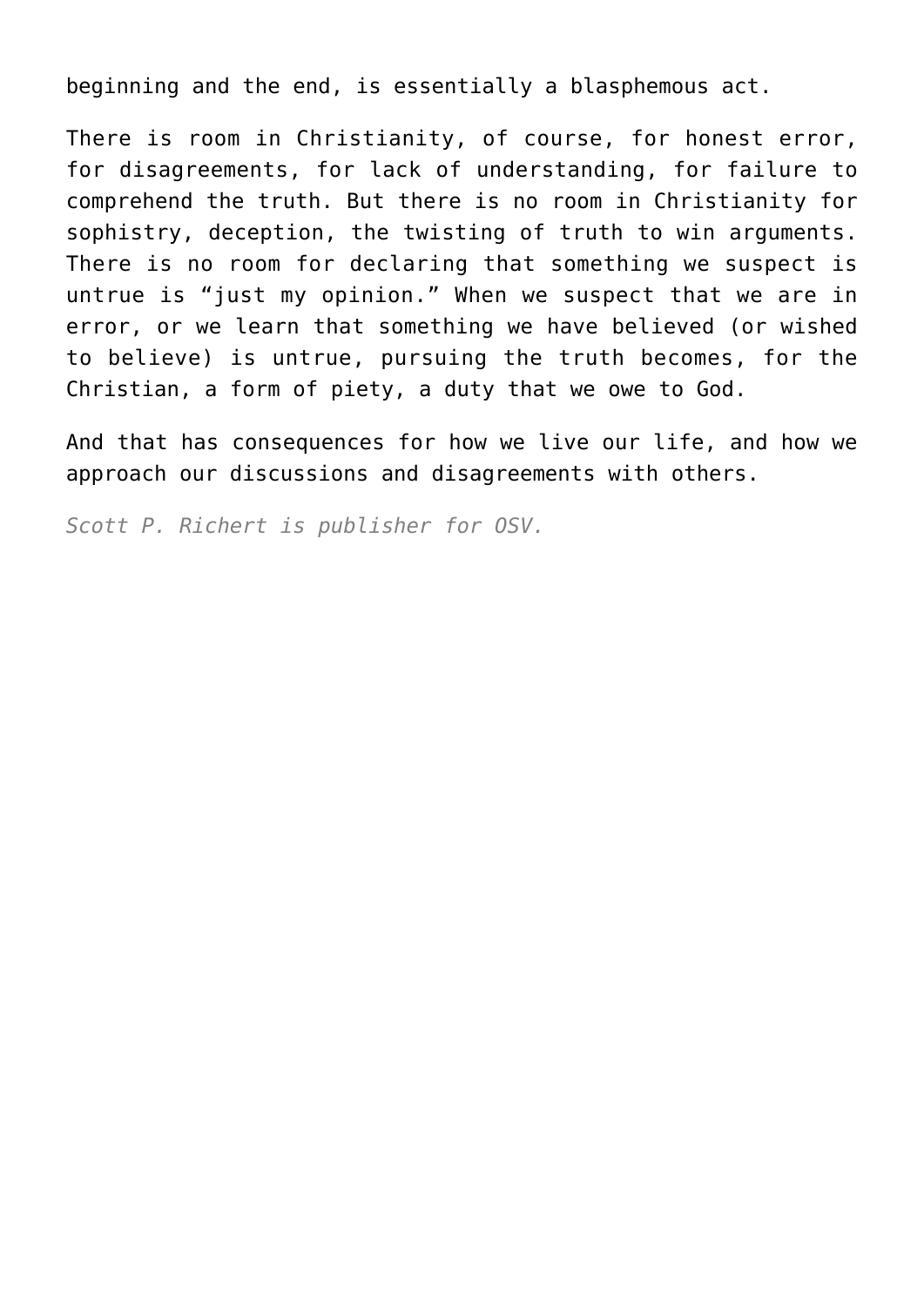beginning and the end, is essentially a blasphemous act.

There is room in Christianity, of course, for honest error, for disagreements, for lack of understanding, for failure to comprehend the truth. But there is no room in Christianity for sophistry, deception, the twisting of truth to win arguments. There is no room for declaring that something we suspect is untrue is "just my opinion." When we suspect that we are in error, or we learn that something we have believed (or wished to believe) is untrue, pursuing the truth becomes, for the Christian, a form of piety, a duty that we owe to God.

And that has consequences for how we live our life, and how we approach our discussions and disagreements with others.

*Scott P. Richert is publisher for OSV.*